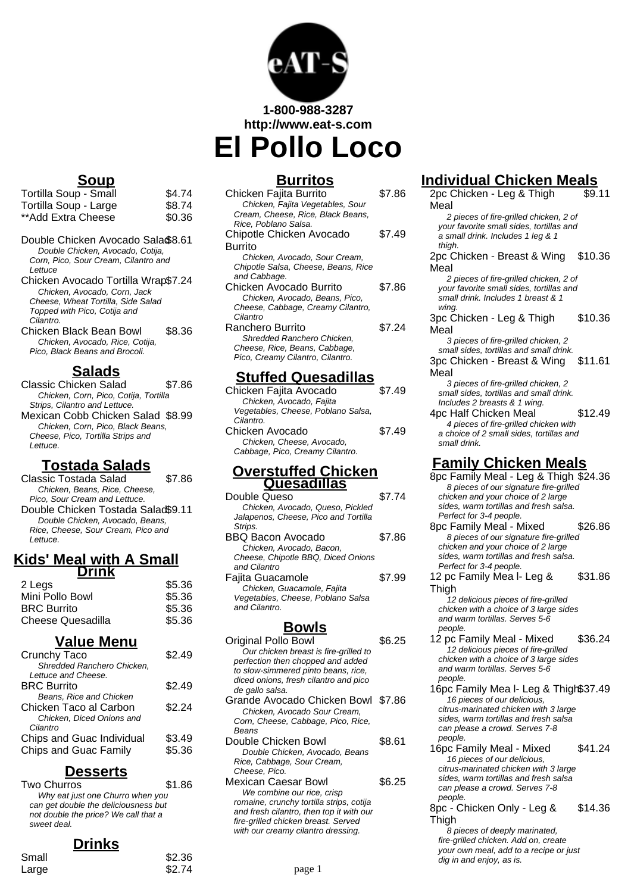1-800-988-3287

http://www.eat-s.com

# El Pollo Loco

## Soup

Tortilla Soup - Small $4.74

Tortilla Soup - Large $8.74

**Add Extra Cheese $0.36

Double Chicken Avocado Salad $8.61

*Double Chicken, Avocado, Cotija, Corn, Pico, Sour Cream, Cilantro and Lettuce*

Chicken Avocado Tortilla Wrap $7.24

*Chicken, Avocado, Corn, Jack Cheese, Wheat Tortilla, Side Salad Topped with Pico, Cotija and Cilantro.*

Chicken Black Bean Bowl $8.36

*Chicken, Avocado, Rice, Cotija, Pico, Black Beans and Brocoli.*

## Salads

Classic Chicken Salad $7.86

*Chicken, Corn, Pico, Cotija, Tortilla Strips, Cilantro and Lettuce.*

Mexican Cobb Chicken Salad $8.99

*Chicken, Corn, Pico, Black Beans, Cheese, Pico, Tortilla Strips and Lettuce.*

## Tostada Salads

Classic Tostada Salad $7.86

*Chicken, Beans, Rice, Cheese, Pico, Sour Cream and Lettuce.*

Double Chicken Tostada Salad $9.11

*Double Chicken, Avocado, Beans, Rice, Cheese, Sour Cream, Pico and Lettuce.*

## Kids' Meal with A Small Drink

2 Legs $5.36

Mini Pollo Bowl $5.36

BRC Burrito $5.36

Cheese Quesadilla $5.36

## Value Menu

Crunchy Taco $2.49

*Shredded Ranchero Chicken, Lettuce and Cheese.*

BRC Burrito $2.49

*Beans, Rice and Chicken*

Chicken Taco al Carbon $2.24

*Chicken, Diced Onions and Cilantro*

Chips and Guac Individual $3.49

Chips and Guac Family $5.36

## Desserts

Two Churros $1.86

*Why eat just one Churro when you can get double the deliciousness but not double the price? We call that a sweet deal.*

## Drinks

Small $2.36

Large $2.74

## Burritos

Chicken Fajita Burrito $7.86

*Chicken, Fajita Vegetables, Sour Cream, Cheese, Rice, Black Beans, Rice, Poblano Salsa.*

Chipotle Chicken Avocado Burrito $7.49

*Chicken, Avocado, Sour Cream, Chipotle Salsa, Cheese, Beans, Rice and Cabbage.*

Chicken Avocado Burrito $7.86

*Chicken, Avocado, Beans, Pico, Cheese, Cabbage, Creamy Cilantro, Cilantro*

Ranchero Burrito $7.24

*Shredded Ranchero Chicken, Cheese, Rice, Beans, Cabbage, Pico, Creamy Cilantro, Cilantro.*

## Stuffed Quesadillas

Chicken Fajita Avocado $7.49

*Chicken, Avocado, Fajita Vegetables, Cheese, Poblano Salsa, Cilantro.*

Chicken Avocado $7.49

*Chicken, Cheese, Avocado, Cabbage, Pico, Creamy Cilantro.*

## Overstuffed Chicken Quesadillas

Double Queso $7.74

*Chicken, Avocado, Queso, Pickled Jalapenos, Cheese, Pico and Tortilla Strips.*

BBQ Bacon Avocado $7.86

*Chicken, Avocado, Bacon, Cheese, Chipotle BBQ, Diced Onions and Cilantro*

Fajita Guacamole $7.99

*Chicken, Guacamole, Fajita Vegetables, Cheese, Poblano Salsa and Cilantro.*

## Bowls

Original Pollo Bowl $6.25

*Our chicken breast is fire-grilled to perfection then chopped and added to slow-simmered pinto beans, rice, diced onions, fresh cilantro and pico de gallo salsa.*

Grande Avocado Chicken Bowl $7.86

*Chicken, Avocado Sour Cream, Corn, Cheese, Cabbage, Pico, Rice, Beans*

Double Chicken Bowl $8.61

*Double Chicken, Avocado, Beans Rice, Cabbage, Sour Cream, Cheese, Pico.*

Mexican Caesar Bowl $6.25

*We combine our rice, crisp romaine, crunchy tortilla strips, cotija and fresh cilantro, then top it with our fire-grilled chicken breast. Served with our creamy cilantro dressing.*

## Individual Chicken Meals

2pc Chicken - Leg & Thigh Meal $9.11

*2 pieces of fire-grilled chicken, 2 of your favorite small sides, tortillas and a small drink. Includes 1 leg & 1 thigh.*

2pc Chicken - Breast & Wing Meal $10.36

*2 pieces of fire-grilled chicken, 2 of your favorite small sides, tortillas and small drink. Includes 1 breast & 1 wing.*

3pc Chicken - Leg & Thigh Meal $10.36

*3 pieces of fire-grilled chicken, 2 small sides, tortillas and small drink.*

3pc Chicken - Breast & Wing Meal $11.61

*3 pieces of fire-grilled chicken, 2 small sides, tortillas and small drink. Includes 2 breasts & 1 wing.*

4pc Half Chicken Meal $12.49

*4 pieces of fire-grilled chicken with a choice of 2 small sides, tortillas and small drink.*

## Family Chicken Meals

8pc Family Meal - Leg & Thigh $24.36

*8 pieces of our signature fire-grilled chicken and your choice of 2 large sides, warm tortillas and fresh salsa. Perfect for 3-4 people.*

8pc Family Meal - Mixed $26.86

*8 pieces of our signature fire-grilled chicken and your choice of 2 large sides, warm tortillas and fresh salsa. Perfect for 3-4 people.*

12 pc Family Mea l- Leg & Thigh $31.86

*12 delicious pieces of fire-grilled chicken with a choice of 3 large sides and warm tortillas. Serves 5-6 people.*

12 pc Family Meal - Mixed $36.24

*12 delicious pieces of fire-grilled chicken with a choice of 3 large sides and warm tortillas. Serves 5-6 people.*

16pc Family Mea l- Leg & Thigh $37.49

*16 pieces of our delicious, citrus-marinated chicken with 3 large sides, warm tortillas and fresh salsa can please a crowd. Serves 7-8 people.*

16pc Family Meal - Mixed $41.24

*16 pieces of our delicious, citrus-marinated chicken with 3 large sides, warm tortillas and fresh salsa can please a crowd. Serves 7-8 people.*

8pc - Chicken Only - Leg & Thigh $14.36

*8 pieces of deeply marinated, fire-grilled chicken. Add on, create your own meal, add to a recipe or just dig in and enjoy, as is.*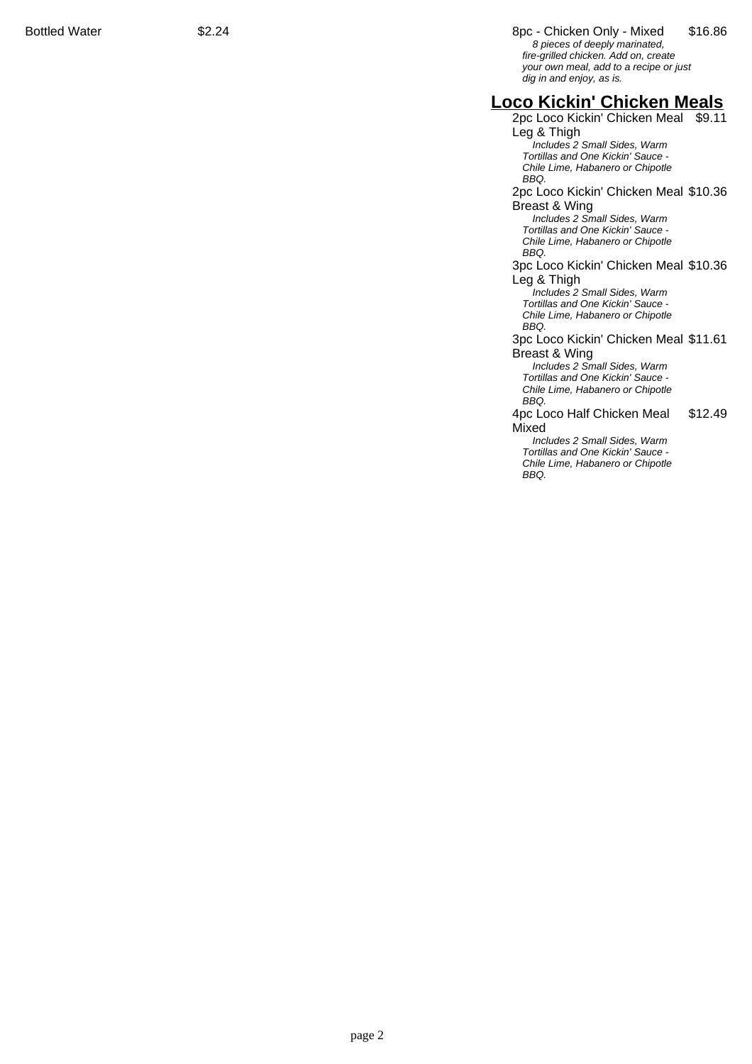Bottled Water $2.24

8pc - Chicken Only - Mixed $16.86

*8 pieces of deeply marinated, fire-grilled chicken. Add on, create your own meal, add to a recipe or just dig in and enjoy, as is.*

## Loco Kickin' Chicken Meals

2pc Loco Kickin' Chicken Meal Leg & Thigh $9.11

*Includes 2 Small Sides, Warm Tortillas and One Kickin' Sauce - Chile Lime, Habanero or Chipotle BBQ.*

2pc Loco Kickin' Chicken Meal Breast & Wing $10.36

*Includes 2 Small Sides, Warm Tortillas and One Kickin' Sauce - Chile Lime, Habanero or Chipotle BBQ.*

3pc Loco Kickin' Chicken Meal Leg & Thigh $10.36

*Includes 2 Small Sides, Warm Tortillas and One Kickin' Sauce - Chile Lime, Habanero or Chipotle BBQ.*

3pc Loco Kickin' Chicken Meal Breast & Wing $11.61

*Includes 2 Small Sides, Warm Tortillas and One Kickin' Sauce - Chile Lime, Habanero or Chipotle BBQ.*

4pc Loco Half Chicken Meal Mixed $12.49

*Includes 2 Small Sides, Warm Tortillas and One Kickin' Sauce - Chile Lime, Habanero or Chipotle BBQ.*